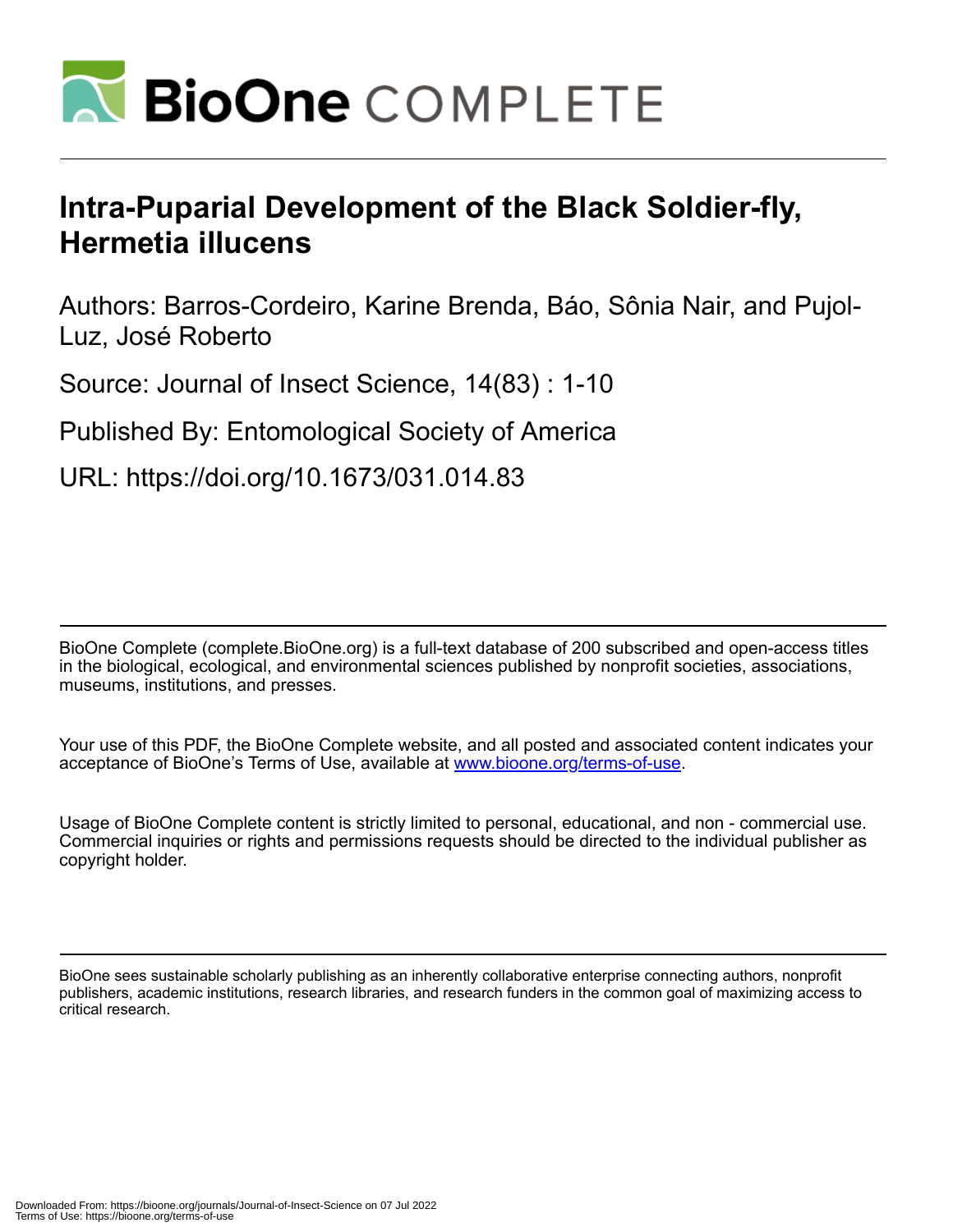# Intra-Puparial Development of the Black Soldier-fly, Hermetia illucens

Authors: Barros-Cordeiro, Karine Brenda, Báo, Sônia Nair, and Pujol-Luz, José Roberto

Source: Journal of Insect Science, 14(83) : 1-10

Published By: Entomological Society of America

URL: https://doi.org/10.1673/031.014.83

BioOne Complete (complete.BioOne.org) is a full-text database of 200 subscribed and open-access titles in the biological, ecological, and environmental sciences published by nonprofit societies, associations, museums, institutions, and presses.

Your use of this PDF, the BioOne Complete website, and all posted and associated content indicates your acceptance of BioOne's Terms of Use, available at www.bioone.org/terms-of-use.

Usage of BioOne Complete content is strictly limited to personal, educational, and non - commercial use. Commercial inquiries or rights and permissions requests should be directed to the individual publisher as copyright holder.

BioOne sees sustainable scholarly publishing as an inherently collaborative enterprise connecting authors, nonprofit publishers, academic institutions, research libraries, and research funders in the common goal of maximizing access to critical research.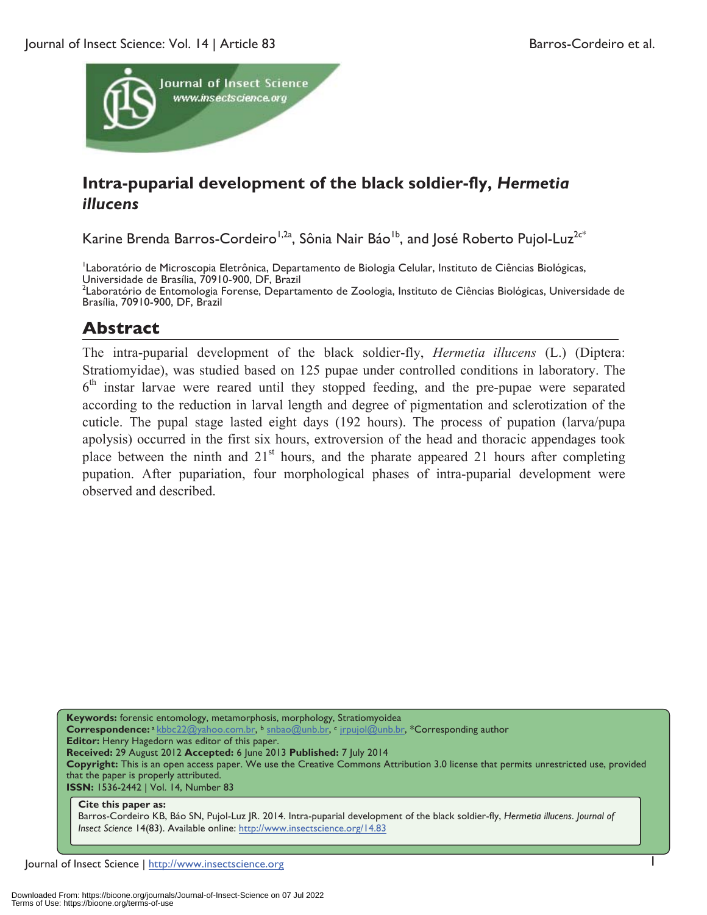# Intra-puparial development of the black soldier-fly, *Hermetia illucens*

Karine Brenda Barros-Cordeiro[1,2a], Sônia Nair Báo[1b], and José Roberto Pujol-Luz[2c*]

[1]Laboratório de Microscopia Eletrônica, Departamento de Biologia Celular, Instituto de Ciências Biológicas, Universidade de Brasília, 70910-900, DF, Brazil
[2]Laboratório de Entomologia Forense, Departamento de Zoologia, Instituto de Ciências Biológicas, Universidade de Brasília, 70910-900, DF, Brazil

## Abstract

The intra-puparial development of the black soldier-fly, *Hermetia illucens* (L.) (Diptera: Stratiomyidae), was studied based on 125 pupae under controlled conditions in laboratory. The 6th instar larvae were reared until they stopped feeding, and the pre-pupae were separated according to the reduction in larval length and degree of pigmentation and sclerotization of the cuticle. The pupal stage lasted eight days (192 hours). The process of pupation (larva/pupa apolysis) occurred in the first six hours, extroversion of the head and thoracic appendages took place between the ninth and 21st hours, and the pharate appeared 21 hours after completing pupation. After pupariation, four morphological phases of intra-puparial development were observed and described.

**Keywords:** forensic entomology, metamorphosis, morphology, Stratiomyoidea
**Correspondence:** [a] kbbc22@yahoo.com.br, [b] snbao@unb.br, [c] jrpujol@unb.br, *Corresponding author
**Editor:** Henry Hagedorn was editor of this paper.
**Received:** 29 August 2012 **Accepted:** 6 June 2013 **Published:** 7 July 2014
**Copyright:** This is an open access paper. We use the Creative Commons Attribution 3.0 license that permits unrestricted use, provided that the paper is properly attributed.
**ISSN:** 1536-2442 | Vol. 14, Number 83

**Cite this paper as:**
Barros-Cordeiro KB, Báo SN, Pujol-Luz JR. 2014. Intra-puparial development of the black soldier-fly, *Hermetia illucens*. *Journal of Insect Science* 14(83). Available online: http://www.insectscience.org/14.83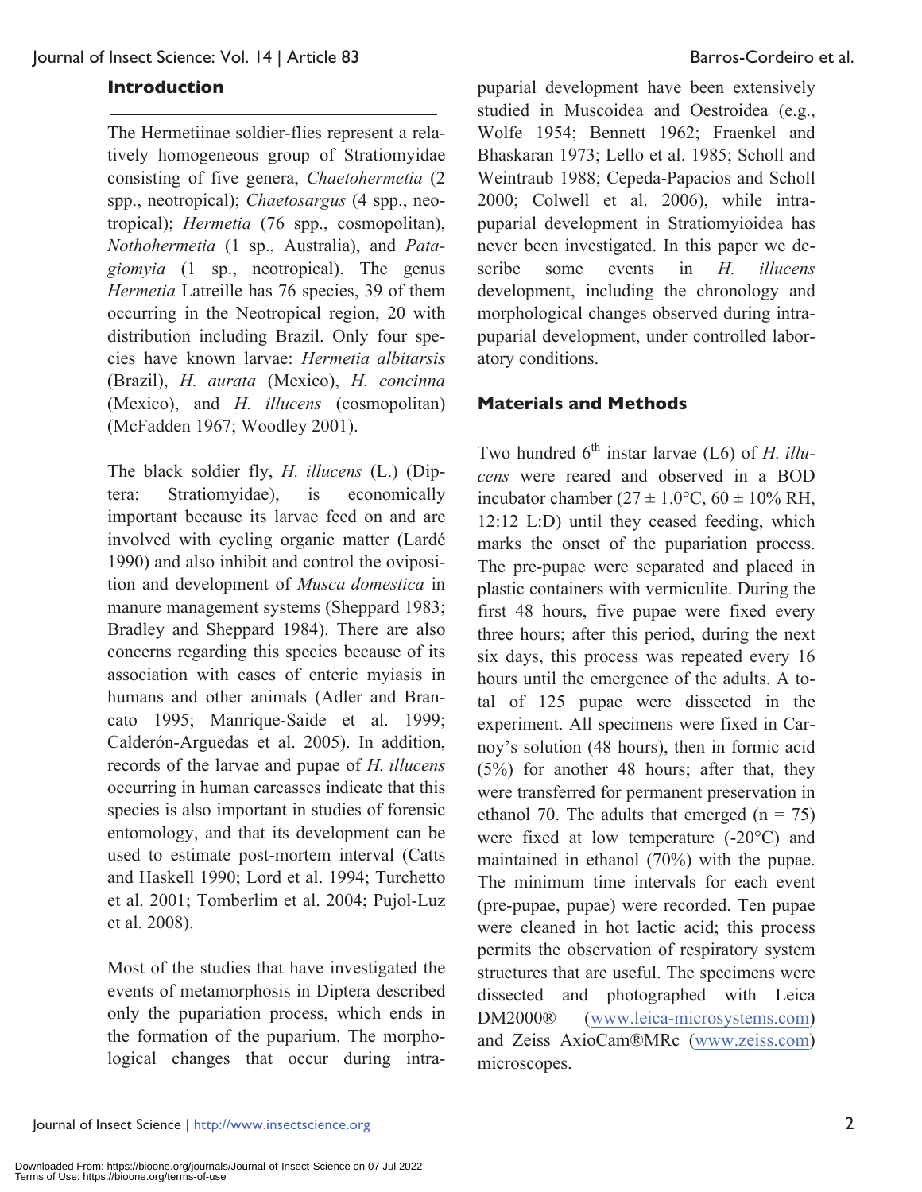## Introduction

The Hermetiinae soldier-flies represent a relatively homogeneous group of Stratiomyidae consisting of five genera, *Chaetohermetia* (2 spp., neotropical); *Chaetosargus* (4 spp., neotropical); *Hermetia* (76 spp., cosmopolitan), *Nothohermetia* (1 sp., Australia), and *Patagiomyia* (1 sp., neotropical). The genus *Hermetia* Latreille has 76 species, 39 of them occurring in the Neotropical region, 20 with distribution including Brazil. Only four species have known larvae: *Hermetia albitarsis* (Brazil), *H. aurata* (Mexico), *H. concinna* (Mexico), and *H. illucens* (cosmopolitan) (McFadden 1967; Woodley 2001).

The black soldier fly, *H. illucens* (L.) (Diptera: Stratiomyidae), is economically important because its larvae feed on and are involved with cycling organic matter (Lardé 1990) and also inhibit and control the oviposition and development of *Musca domestica* in manure management systems (Sheppard 1983; Bradley and Sheppard 1984). There are also concerns regarding this species because of its association with cases of enteric myiasis in humans and other animals (Adler and Brancato 1995; Manrique-Saide et al. 1999; Calderón-Arguedas et al. 2005). In addition, records of the larvae and pupae of *H. illucens* occurring in human carcasses indicate that this species is also important in studies of forensic entomology, and that its development can be used to estimate post-mortem interval (Catts and Haskell 1990; Lord et al. 1994; Turchetto et al. 2001; Tomberlim et al. 2004; Pujol-Luz et al. 2008).

Most of the studies that have investigated the events of metamorphosis in Diptera described only the pupariation process, which ends in the formation of the puparium. The morphological changes that occur during intrapuparial development have been extensively studied in Muscoidea and Oestroidea (e.g., Wolfe 1954; Bennett 1962; Fraenkel and Bhaskaran 1973; Lello et al. 1985; Scholl and Weintraub 1988; Cepeda-Papacios and Scholl 2000; Colwell et al. 2006), while intrapuparial development in Stratiomyioidea has never been investigated. In this paper we describe some events in *H. illucens* development, including the chronology and morphological changes observed during intrapuparial development, under controlled laboratory conditions.

## Materials and Methods

Two hundred 6th instar larvae (L6) of *H. illucens* were reared and observed in a BOD incubator chamber (27 ± 1.0°C, 60 ± 10% RH, 12:12 L:D) until they ceased feeding, which marks the onset of the pupariation process. The pre-pupae were separated and placed in plastic containers with vermiculite. During the first 48 hours, five pupae were fixed every three hours; after this period, during the next six days, this process was repeated every 16 hours until the emergence of the adults. A total of 125 pupae were dissected in the experiment. All specimens were fixed in Carnoy's solution (48 hours), then in formic acid (5%) for another 48 hours; after that, they were transferred for permanent preservation in ethanol 70. The adults that emerged (n = 75) were fixed at low temperature (-20°C) and maintained in ethanol (70%) with the pupae. The minimum time intervals for each event (pre-pupae, pupae) were recorded. Ten pupae were cleaned in hot lactic acid; this process permits the observation of respiratory system structures that are useful. The specimens were dissected and photographed with Leica DM2000® (www.leica-microsystems.com) and Zeiss AxioCam®MRc (www.zeiss.com) microscopes.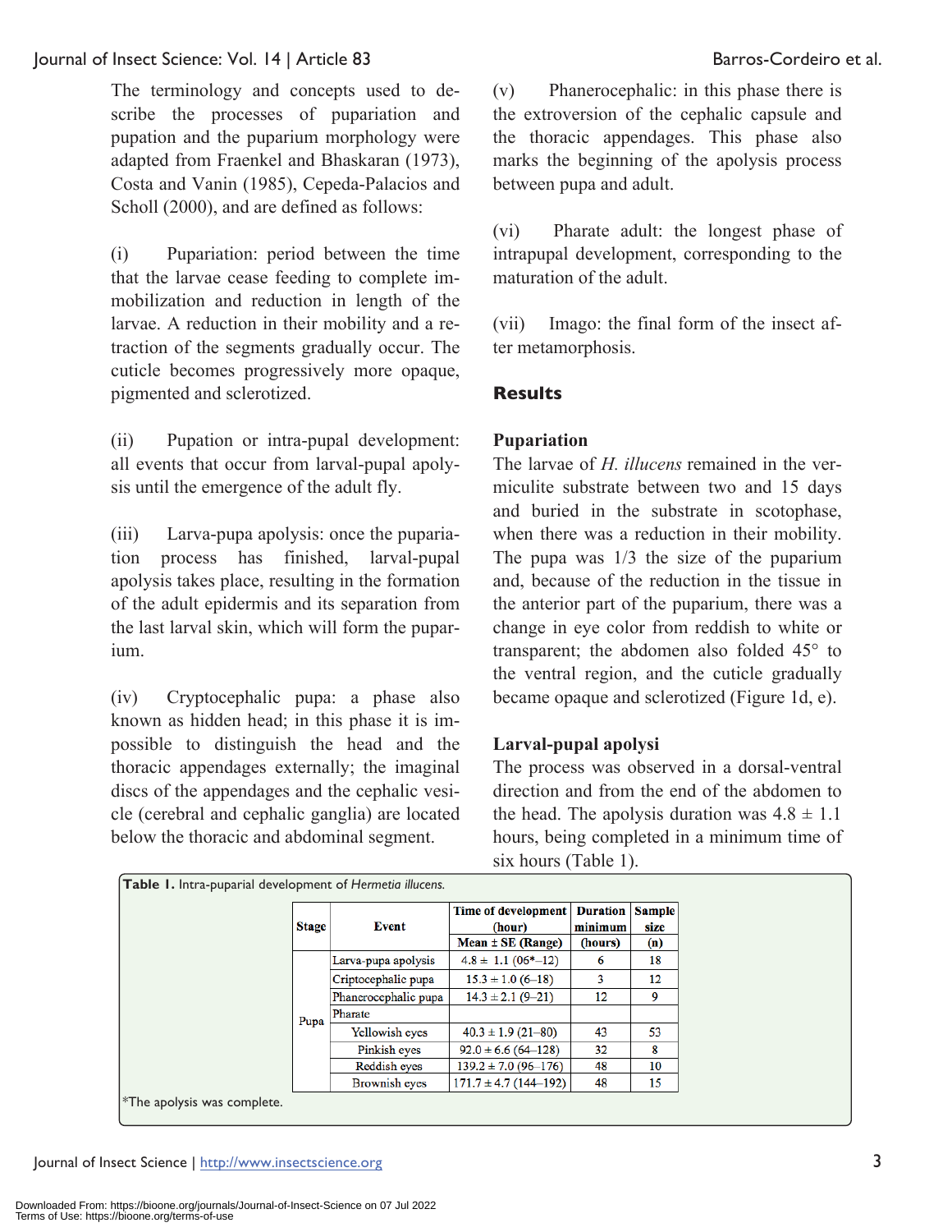The terminology and concepts used to describe the processes of pupariation and pupation and the puparium morphology were adapted from Fraenkel and Bhaskaran (1973), Costa and Vanin (1985), Cepeda-Palacios and Scholl (2000), and are defined as follows:

(i) Pupariation: period between the time that the larvae cease feeding to complete immobilization and reduction in length of the larvae. A reduction in their mobility and a retraction of the segments gradually occur. The cuticle becomes progressively more opaque, pigmented and sclerotized.

(ii) Pupation or intra-pupal development: all events that occur from larval-pupal apolysis until the emergence of the adult fly.

(iii) Larva-pupa apolysis: once the pupariation process has finished, larval-pupal apolysis takes place, resulting in the formation of the adult epidermis and its separation from the last larval skin, which will form the puparium.

(iv) Cryptocephalic pupa: a phase also known as hidden head; in this phase it is impossible to distinguish the head and the thoracic appendages externally; the imaginal discs of the appendages and the cephalic vesicle (cerebral and cephalic ganglia) are located below the thoracic and abdominal segment.

(v) Phanerocephalic: in this phase there is the extroversion of the cephalic capsule and the thoracic appendages. This phase also marks the beginning of the apolysis process between pupa and adult.

(vi) Pharate adult: the longest phase of intrapupal development, corresponding to the maturation of the adult.

(vii) Imago: the final form of the insect after metamorphosis.

## Results

### Pupariation

The larvae of *H. illucens* remained in the vermiculite substrate between two and 15 days and buried in the substrate in scotophase, when there was a reduction in their mobility. The pupa was 1/3 the size of the puparium and, because of the reduction in the tissue in the anterior part of the puparium, there was a change in eye color from reddish to white or transparent; the abdomen also folded 45° to the ventral region, and the cuticle gradually became opaque and sclerotized (Figure 1d, e).

### Larval-pupal apolysi

The process was observed in a dorsal-ventral direction and from the end of the abdomen to the head. The apolysis duration was 4.8 ± 1.1 hours, being completed in a minimum time of six hours (Table 1).

**Table 1.** Intra-puparial development of *Hermetia illucens.*

| Stage | Event | Time of development (hour) Mean ± SE (Range) | Duration minimum (hours) | Sample size (n) |
|---|---|---|---|---|
| Pupa | Larva-pupa apolysis | 4.8 ± 1.1 (06*–12) | 6 | 18 |
| | Criptocephalic pupa | 15.3 ± 1.0 (6–18) | 3 | 12 |
| | Phanerocephalic pupa | 14.3 ± 2.1 (9–21) | 12 | 9 |
| | Pharate | | | |
| | Yellowish eyes | 40.3 ± 1.9 (21–80) | 43 | 53 |
| | Pinkish eyes | 92.0 ± 6.6 (64–128) | 32 | 8 |
| | Reddish eyes | 139.2 ± 7.0 (96–176) | 48 | 10 |
| | Brownish eyes | 171.7 ± 4.7 (144–192) | 48 | 15 |

*The apolysis was complete.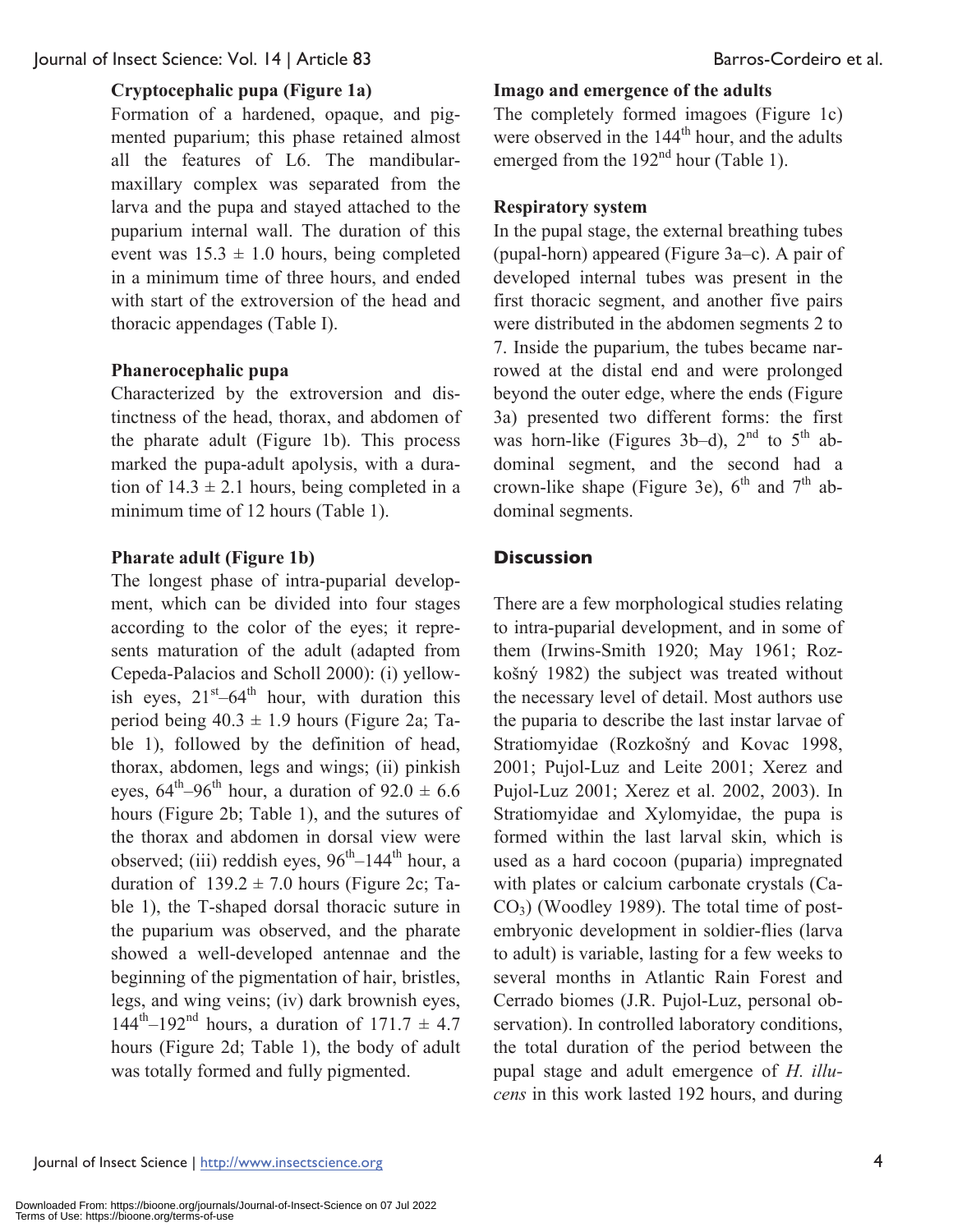### Cryptocephalic pupa (Figure 1a)

Formation of a hardened, opaque, and pigmented puparium; this phase retained almost all the features of L6. The mandibular-maxillary complex was separated from the larva and the pupa and stayed attached to the puparium internal wall. The duration of this event was $15.3 \pm 1.0$ hours, being completed in a minimum time of three hours, and ended with start of the extroversion of the head and thoracic appendages (Table I).

### Phanerocephalic pupa

Characterized by the extroversion and distinctness of the head, thorax, and abdomen of the pharate adult (Figure 1b). This process marked the pupa-adult apolysis, with a duration of $14.3 \pm 2.1$ hours, being completed in a minimum time of 12 hours (Table 1).

### Pharate adult (Figure 1b)

The longest phase of intra-puparial development, which can be divided into four stages according to the color of the eyes; it represents maturation of the adult (adapted from Cepeda-Palacios and Scholl 2000): (i) yellowish eyes, 21$^{st}$–64$^{th}$ hour, with duration this period being $40.3 \pm 1.9$ hours (Figure 2a; Table 1), followed by the definition of head, thorax, abdomen, legs and wings; (ii) pinkish eyes, 64$^{th}$–96$^{th}$ hour, a duration of $92.0 \pm 6.6$ hours (Figure 2b; Table 1), and the sutures of the thorax and abdomen in dorsal view were observed; (iii) reddish eyes, 96$^{th}$–144$^{th}$ hour, a duration of $139.2 \pm 7.0$ hours (Figure 2c; Table 1), the T-shaped dorsal thoracic suture in the puparium was observed, and the pharate showed a well-developed antennae and the beginning of the pigmentation of hair, bristles, legs, and wing veins; (iv) dark brownish eyes, 144$^{th}$–192$^{nd}$ hours, a duration of $171.7 \pm 4.7$ hours (Figure 2d; Table 1), the body of adult was totally formed and fully pigmented.

### Imago and emergence of the adults

The completely formed imagoes (Figure 1c) were observed in the 144$^{th}$ hour, and the adults emerged from the 192$^{nd}$ hour (Table 1).

### Respiratory system

In the pupal stage, the external breathing tubes (pupal-horn) appeared (Figure 3a–c). A pair of developed internal tubes was present in the first thoracic segment, and another five pairs were distributed in the abdomen segments 2 to 7. Inside the puparium, the tubes became narrowed at the distal end and were prolonged beyond the outer edge, where the ends (Figure 3a) presented two different forms: the first was horn-like (Figures 3b–d), 2$^{nd}$ to 5$^{th}$ abdominal segment, and the second had a crown-like shape (Figure 3e), 6$^{th}$ and 7$^{th}$ abdominal segments.

## Discussion

There are a few morphological studies relating to intra-puparial development, and in some of them (Irwins-Smith 1920; May 1961; Rozkošný 1982) the subject was treated without the necessary level of detail. Most authors use the puparia to describe the last instar larvae of Stratiomyidae (Rozkošný and Kovac 1998, 2001; Pujol-Luz and Leite 2001; Xerez and Pujol-Luz 2001; Xerez et al. 2002, 2003). In Stratiomyidae and Xylomyidae, the pupa is formed within the last larval skin, which is used as a hard cocoon (puparia) impregnated with plates or calcium carbonate crystals ($CaCO_3$) (Woodley 1989). The total time of post-embryonic development in soldier-flies (larva to adult) is variable, lasting for a few weeks to several months in Atlantic Rain Forest and Cerrado biomes (J.R. Pujol-Luz, personal observation). In controlled laboratory conditions, the total duration of the period between the pupal stage and adult emergence of *H. illucens* in this work lasted 192 hours, and during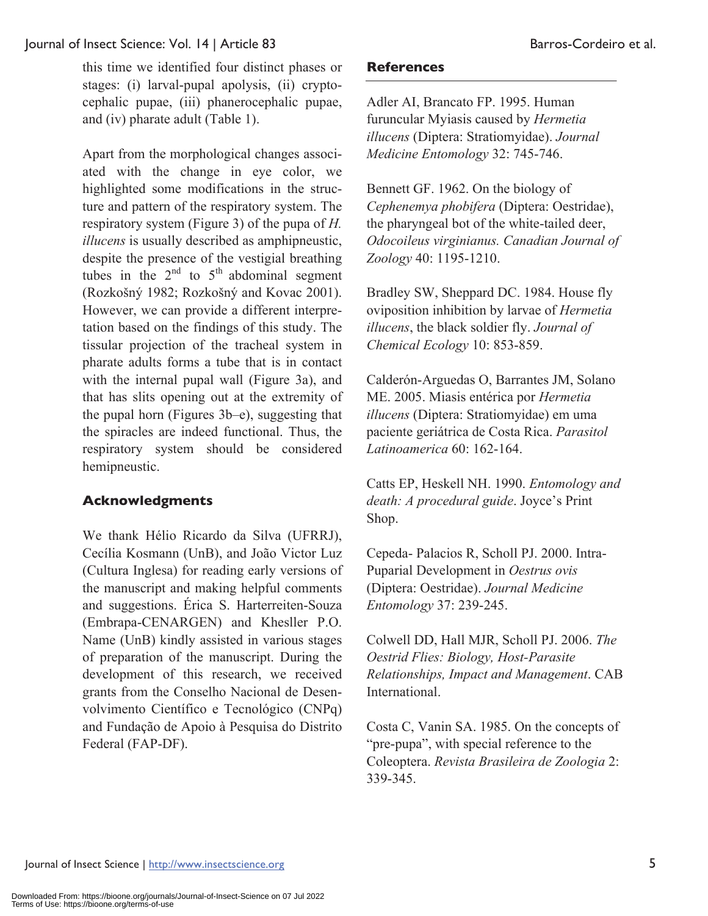this time we identified four distinct phases or stages: (i) larval-pupal apolysis, (ii) cryptocephalic pupae, (iii) phanerocephalic pupae, and (iv) pharate adult (Table 1).

Apart from the morphological changes associated with the change in eye color, we highlighted some modifications in the structure and pattern of the respiratory system. The respiratory system (Figure 3) of the pupa of *H. illucens* is usually described as amphipneustic, despite the presence of the vestigial breathing tubes in the 2nd to 5th abdominal segment (Rozkošný 1982; Rozkošný and Kovac 2001). However, we can provide a different interpretation based on the findings of this study. The tissular projection of the tracheal system in pharate adults forms a tube that is in contact with the internal pupal wall (Figure 3a), and that has slits opening out at the extremity of the pupal horn (Figures 3b–e), suggesting that the spiracles are indeed functional. Thus, the respiratory system should be considered hemipneustic.

## Acknowledgments

We thank Hélio Ricardo da Silva (UFRRJ), Cecília Kosmann (UnB), and João Victor Luz (Cultura Inglesa) for reading early versions of the manuscript and making helpful comments and suggestions. Érica S. Harterreiten-Souza (Embrapa-CENARGEN) and Khesller P.O. Name (UnB) kindly assisted in various stages of preparation of the manuscript. During the development of this research, we received grants from the Conselho Nacional de Desenvolvimento Científico e Tecnológico (CNPq) and Fundação de Apoio à Pesquisa do Distrito Federal (FAP-DF).

## References

Adler AI, Brancato FP. 1995. Human furuncular Myiasis caused by *Hermetia illucens* (Diptera: Stratiomyidae). *Journal Medicine Entomology* 32: 745-746.

Bennett GF. 1962. On the biology of *Cephenemya phobifera* (Diptera: Oestridae), the pharyngeal bot of the white-tailed deer, *Odocoileus virginianus. Canadian Journal of Zoology* 40: 1195-1210.

Bradley SW, Sheppard DC. 1984. House fly oviposition inhibition by larvae of *Hermetia illucens*, the black soldier fly. *Journal of Chemical Ecology* 10: 853-859.

Calderón-Arguedas O, Barrantes JM, Solano ME. 2005. Miasis entérica por *Hermetia illucens* (Diptera: Stratiomyidae) em uma paciente geriátrica de Costa Rica. *Parasitol Latinoamerica* 60: 162-164.

Catts EP, Heskell NH. 1990. *Entomology and death: A procedural guide*. Joyce's Print Shop.

Cepeda- Palacios R, Scholl PJ. 2000. Intra-Puparial Development in *Oestrus ovis* (Diptera: Oestridae). *Journal Medicine Entomology* 37: 239-245.

Colwell DD, Hall MJR, Scholl PJ. 2006. *The Oestrid Flies: Biology, Host-Parasite Relationships, Impact and Management*. CAB International.

Costa C, Vanin SA. 1985. On the concepts of "pre-pupa", with special reference to the Coleoptera. *Revista Brasileira de Zoologia* 2: 339-345.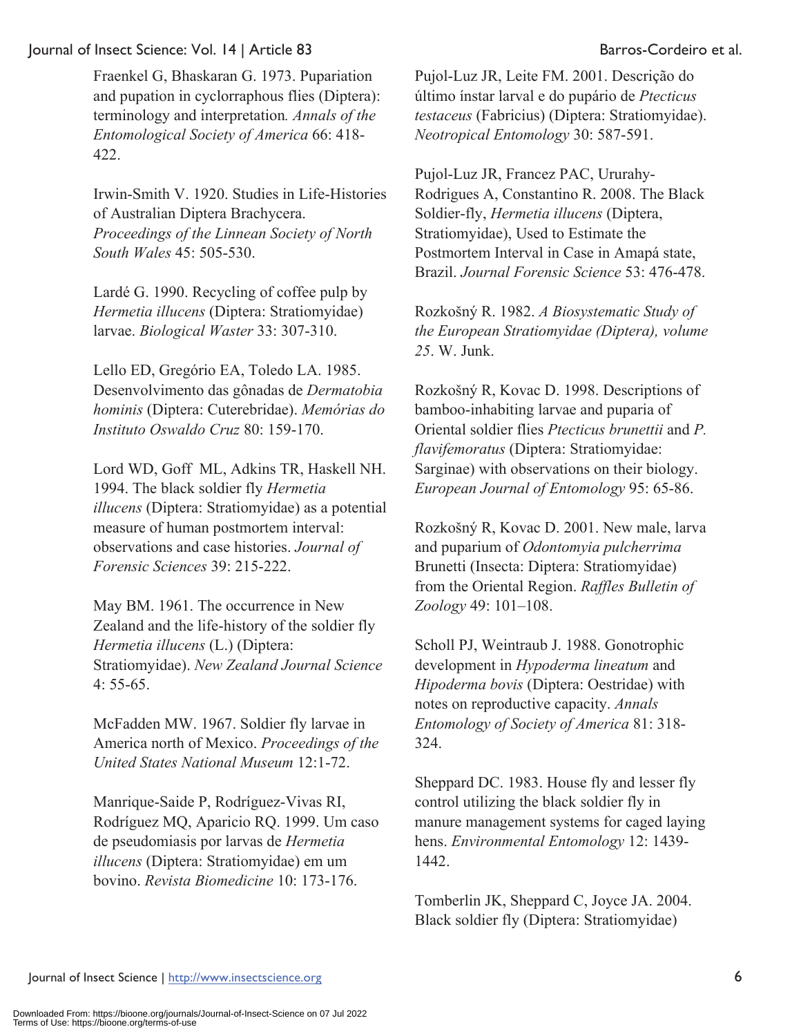Fraenkel G, Bhaskaran G. 1973. Pupariation and pupation in cyclorraphous flies (Diptera): terminology and interpretation. *Annals of the Entomological Society of America* 66: 418-422.

Irwin-Smith V. 1920. Studies in Life-Histories of Australian Diptera Brachycera. *Proceedings of the Linnean Society of North South Wales* 45: 505-530.

Lardé G. 1990. Recycling of coffee pulp by *Hermetia illucens* (Diptera: Stratiomyidae) larvae. *Biological Waster* 33: 307-310.

Lello ED, Gregório EA, Toledo LA. 1985. Desenvolvimento das gônadas de *Dermatobia hominis* (Diptera: Cuterebridae). *Memórias do Instituto Oswaldo Cruz* 80: 159-170.

Lord WD, Goff ML, Adkins TR, Haskell NH. 1994. The black soldier fly *Hermetia illucens* (Diptera: Stratiomyidae) as a potential measure of human postmortem interval: observations and case histories. *Journal of Forensic Sciences* 39: 215-222.

May BM. 1961. The occurrence in New Zealand and the life-history of the soldier fly *Hermetia illucens* (L.) (Diptera: Stratiomyidae). *New Zealand Journal Science* 4: 55-65.

McFadden MW. 1967. Soldier fly larvae in America north of Mexico. *Proceedings of the United States National Museum* 12:1-72.

Manrique-Saide P, Rodríguez-Vivas RI, Rodríguez MQ, Aparicio RQ. 1999. Um caso de pseudomiasis por larvas de *Hermetia illucens* (Diptera: Stratiomyidae) em um bovino. *Revista Biomedicine* 10: 173-176.

Pujol-Luz JR, Leite FM. 2001. Descrição do último ínstar larval e do pupário de *Ptecticus testaceus* (Fabricius) (Diptera: Stratiomyidae). *Neotropical Entomology* 30: 587-591.

Pujol-Luz JR, Francez PAC, Ururahy-Rodrigues A, Constantino R. 2008. The Black Soldier-fly, *Hermetia illucens* (Diptera, Stratiomyidae), Used to Estimate the Postmortem Interval in Case in Amapá state, Brazil. *Journal Forensic Science* 53: 476-478.

Rozkošný R. 1982. *A Biosystematic Study of the European Stratiomyidae (Diptera), volume 25*. W. Junk.

Rozkošný R, Kovac D. 1998. Descriptions of bamboo-inhabiting larvae and puparia of Oriental soldier flies *Ptecticus brunettii* and *P. flavifemoratus* (Diptera: Stratiomyidae: Sarginae) with observations on their biology. *European Journal of Entomology* 95: 65-86.

Rozkošný R, Kovac D. 2001. New male, larva and puparium of *Odontomyia pulcherrima* Brunetti (Insecta: Diptera: Stratiomyidae) from the Oriental Region. *Raffles Bulletin of Zoology* 49: 101–108.

Scholl PJ, Weintraub J. 1988. Gonotrophic development in *Hypoderma lineatum* and *Hipoderma bovis* (Diptera: Oestridae) with notes on reproductive capacity. *Annals Entomology of Society of America* 81: 318-324.

Sheppard DC. 1983. House fly and lesser fly control utilizing the black soldier fly in manure management systems for caged laying hens. *Environmental Entomology* 12: 1439-1442.

Tomberlin JK, Sheppard C, Joyce JA. 2004. Black soldier fly (Diptera: Stratiomyidae)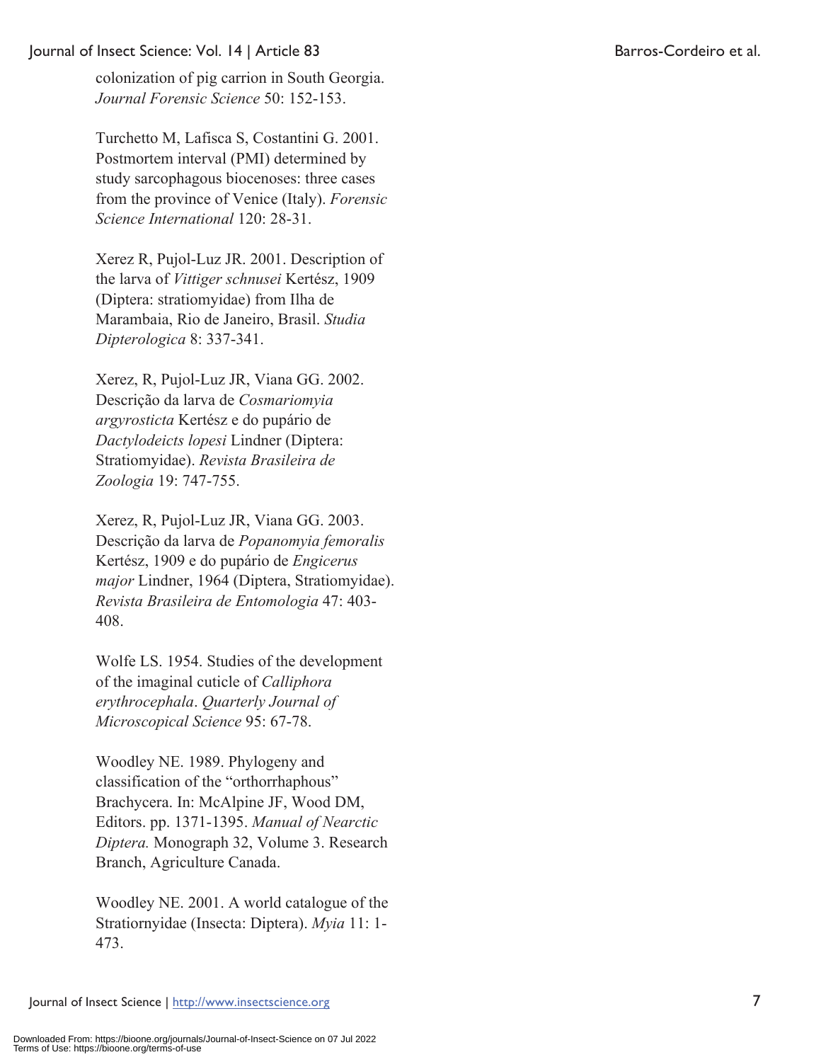colonization of pig carrion in South Georgia. *Journal Forensic Science* 50: 152-153.

Turchetto M, Lafisca S, Costantini G. 2001. Postmortem interval (PMI) determined by study sarcophagous biocenoses: three cases from the province of Venice (Italy). *Forensic Science International* 120: 28-31.

Xerez R, Pujol-Luz JR. 2001. Description of the larva of *Vittiger schnusei* Kertész, 1909 (Diptera: stratiomyidae) from Ilha de Marambaia, Rio de Janeiro, Brasil. *Studia Dipterologica* 8: 337-341.

Xerez, R, Pujol-Luz JR, Viana GG. 2002. Descrição da larva de *Cosmariomyia argyrosticta* Kertész e do pupário de *Dactylodeicts lopesi* Lindner (Diptera: Stratiomyidae). *Revista Brasileira de Zoologia* 19: 747-755.

Xerez, R, Pujol-Luz JR, Viana GG. 2003. Descrição da larva de *Popanomyia femoralis* Kertész, 1909 e do pupário de *Engicerus major* Lindner, 1964 (Diptera, Stratiomyidae). *Revista Brasileira de Entomologia* 47: 403-408.

Wolfe LS. 1954. Studies of the development of the imaginal cuticle of *Calliphora erythrocephala*. *Quarterly Journal of Microscopical Science* 95: 67-78.

Woodley NE. 1989. Phylogeny and classification of the "orthorrhaphous" Brachycera. In: McAlpine JF, Wood DM, Editors. pp. 1371-1395. *Manual of Nearctic Diptera.* Monograph 32, Volume 3. Research Branch, Agriculture Canada.

Woodley NE. 2001. A world catalogue of the Stratiornyidae (Insecta: Diptera). *Myia* 11: 1-473.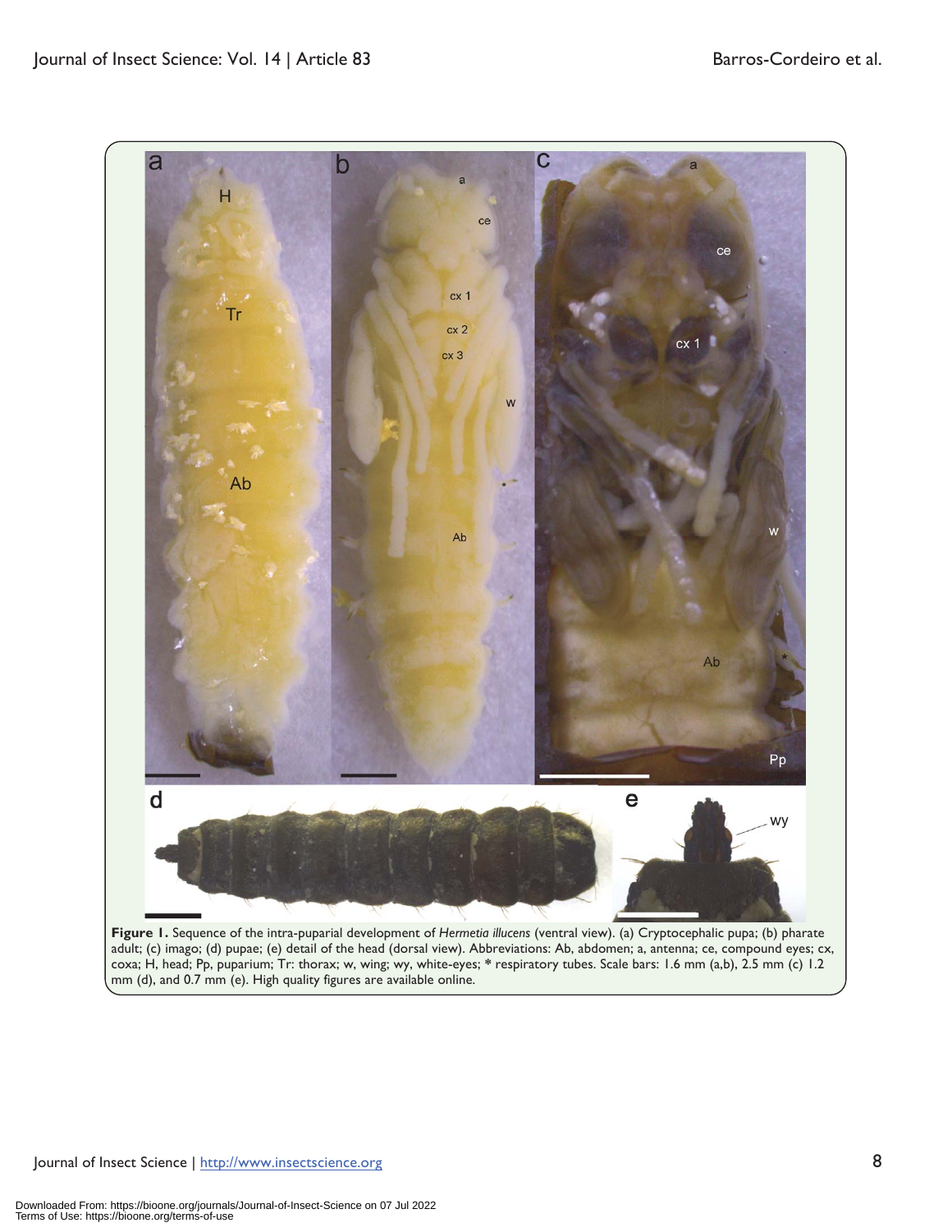**Figure 1.** Sequence of the intra-puparial development of *Hermetia illucens* (ventral view). (a) Cryptocephalic pupa; (b) pharate adult; (c) imago; (d) pupae; (e) detail of the head (dorsal view). Abbreviations: Ab, abdomen; a, antenna; ce, compound eyes; cx, coxa; H, head; Pp, puparium; Tr: thorax; w, wing; wy, white-eyes; * respiratory tubes. Scale bars: 1.6 mm (a,b), 2.5 mm (c) 1.2 mm (d), and 0.7 mm (e). High quality figures are available online.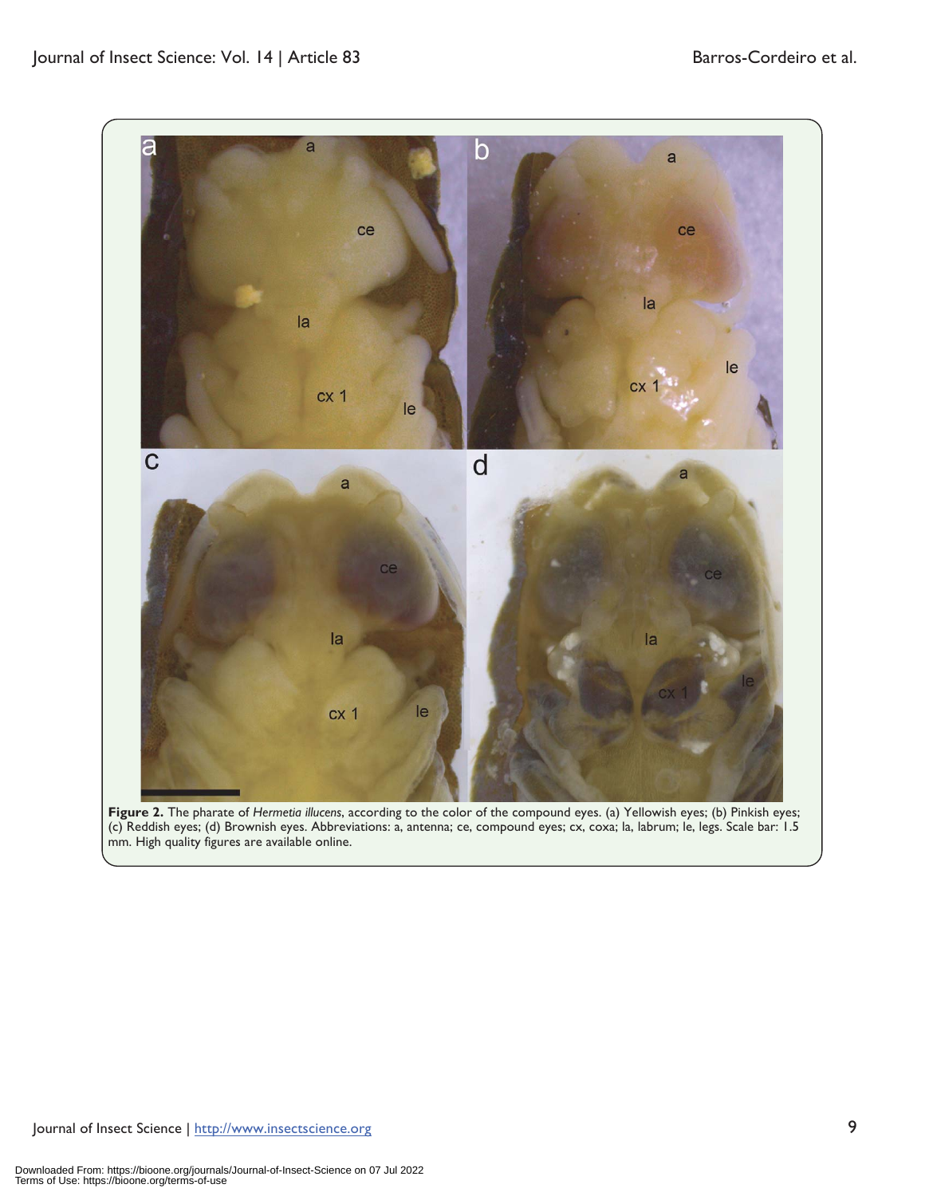**Figure 2.** The pharate of *Hermetia illucens*, according to the color of the compound eyes. (a) Yellowish eyes; (b) Pinkish eyes; (c) Reddish eyes; (d) Brownish eyes. Abbreviations: a, antenna; ce, compound eyes; cx, coxa; la, labrum; le, legs. Scale bar: 1.5 mm. High quality figures are available online.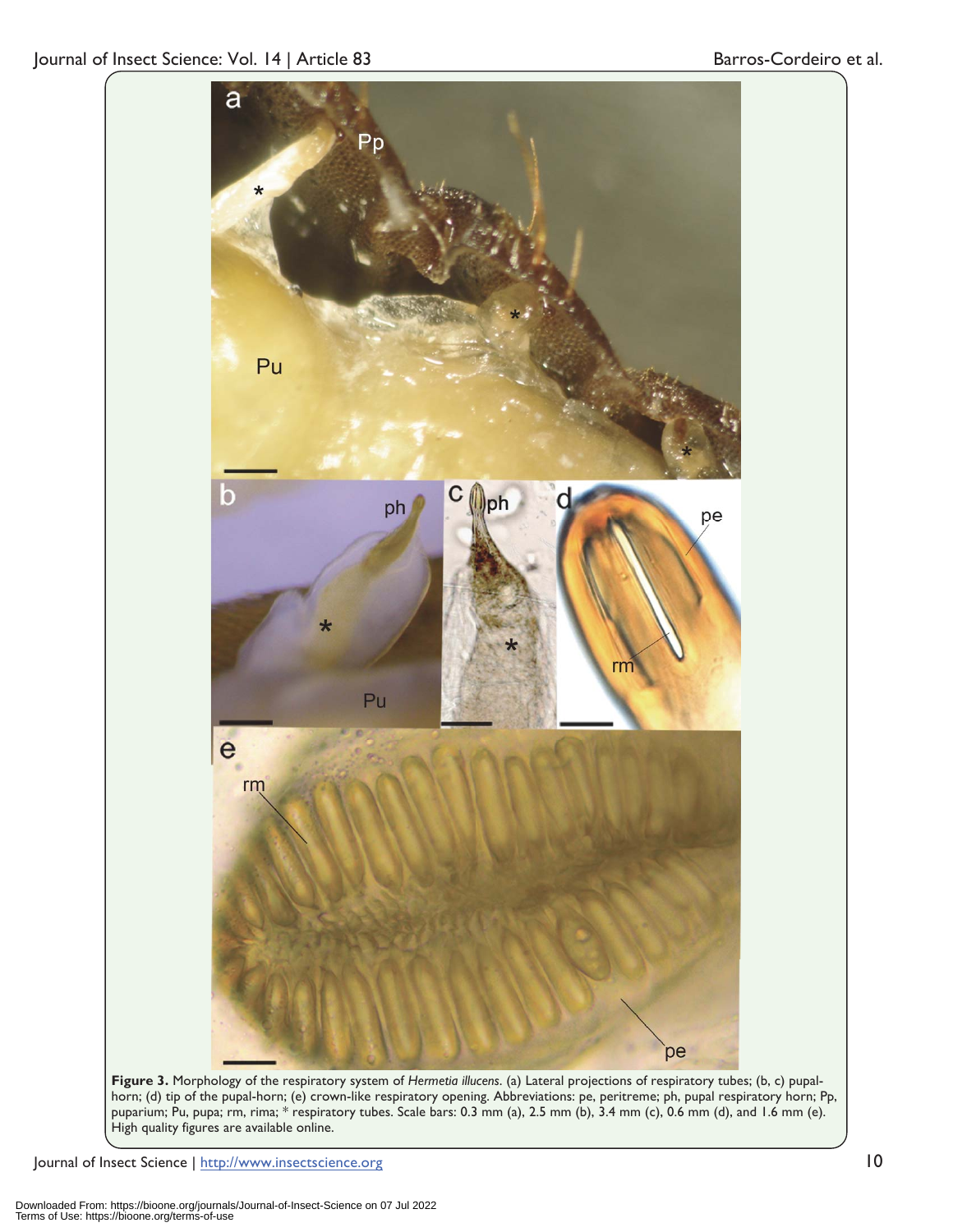**Figure 3.** Morphology of the respiratory system of *Hermetia illucens*. (a) Lateral projections of respiratory tubes; (b, c) pupal-horn; (d) tip of the pupal-horn; (e) crown-like respiratory opening. Abbreviations: pe, peritreme; ph, pupal respiratory horn; Pp, puparium; Pu, pupa; rm, rima; * respiratory tubes. Scale bars: 0.3 mm (a), 2.5 mm (b), 3.4 mm (c), 0.6 mm (d), and 1.6 mm (e). High quality figures are available online.